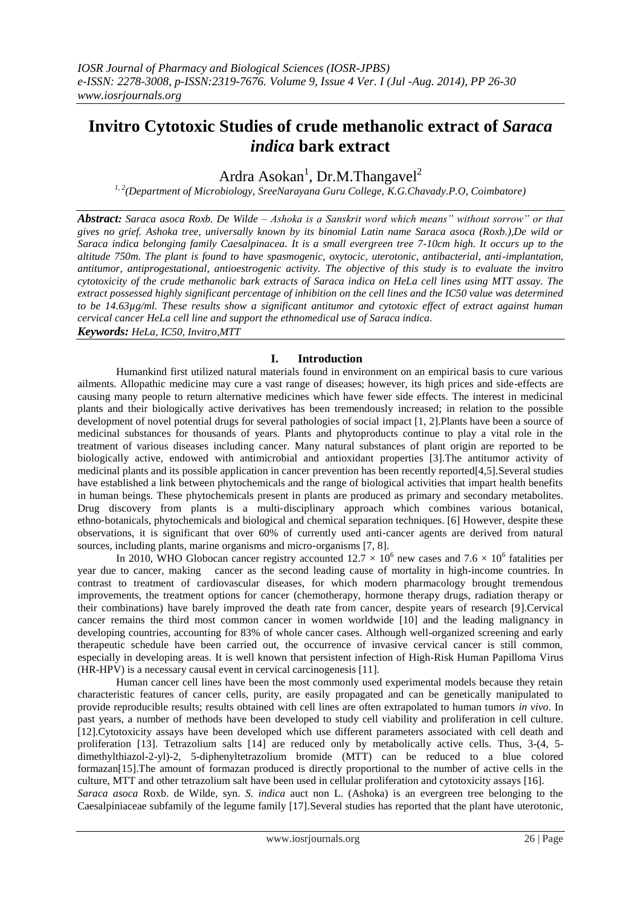# Invitro Cytotoxic Studies of crude methanolic extract of *Saraca indica* bark extract

Ardra Asokan[1], Dr.M.Thangavel[2]

[1, 2](Department of Microbiology, SreeNarayana Guru College, K.G.Chavady.P.O, Coimbatore)

***Abstract:*** *Saraca asoca Roxb. De Wilde – Ashoka is a Sanskrit word which means" without sorrow" or that gives no grief. Ashoka tree, universally known by its binomial Latin name Saraca asoca (Roxb.),De wild or Saraca indica belonging family Caesalpinacea. It is a small evergreen tree 7-10cm high. It occurs up to the altitude 750m. The plant is found to have spasmogenic, oxytocic, uterotonic, antibacterial, anti-implantation, antitumor, antiprogestational, antioestrogenic activity. The objective of this study is to evaluate the invitro cytotoxicity of the crude methanolic bark extracts of Saraca indica on HeLa cell lines using MTT assay. The extract possessed highly significant percentage of inhibition on the cell lines and the IC50 value was determined to be 14.63µg/ml. These results show a significant antitumor and cytotoxic effect of extract against human cervical cancer HeLa cell line and support the ethnomedical use of Saraca indica.*

***Keywords:*** *HeLa, IC50, Invitro,MTT*

## I. Introduction

Humankind first utilized natural materials found in environment on an empirical basis to cure various ailments. Allopathic medicine may cure a vast range of diseases; however, its high prices and side-effects are causing many people to return alternative medicines which have fewer side effects. The interest in medicinal plants and their biologically active derivatives has been tremendously increased; in relation to the possible development of novel potential drugs for several pathologies of social impact [1, 2].Plants have been a source of medicinal substances for thousands of years. Plants and phytoproducts continue to play a vital role in the treatment of various diseases including cancer. Many natural substances of plant origin are reported to be biologically active, endowed with antimicrobial and antioxidant properties [3].The antitumor activity of medicinal plants and its possible application in cancer prevention has been recently reported[4,5].Several studies have established a link between phytochemicals and the range of biological activities that impart health benefits in human beings. These phytochemicals present in plants are produced as primary and secondary metabolites. Drug discovery from plants is a multi-disciplinary approach which combines various botanical, ethno-botanicals, phytochemicals and biological and chemical separation techniques. [6] However, despite these observations, it is significant that over 60% of currently used anti-cancer agents are derived from natural sources, including plants, marine organisms and micro-organisms [7, 8].

In 2010, WHO Globocan cancer registry accounted $12.7 \times 10^6$ new cases and $7.6 \times 10^6$ fatalities per year due to cancer, making cancer as the second leading cause of mortality in high-income countries. In contrast to treatment of cardiovascular diseases, for which modern pharmacology brought tremendous improvements, the treatment options for cancer (chemotherapy, hormone therapy drugs, radiation therapy or their combinations) have barely improved the death rate from cancer, despite years of research [9].Cervical cancer remains the third most common cancer in women worldwide [10] and the leading malignancy in developing countries, accounting for 83% of whole cancer cases. Although well-organized screening and early therapeutic schedule have been carried out, the occurrence of invasive cervical cancer is still common, especially in developing areas. It is well known that persistent infection of High-Risk Human Papilloma Virus (HR-HPV) is a necessary causal event in cervical carcinogenesis [11].

Human cancer cell lines have been the most commonly used experimental models because they retain characteristic features of cancer cells, purity, are easily propagated and can be genetically manipulated to provide reproducible results; results obtained with cell lines are often extrapolated to human tumors *in vivo*. In past years, a number of methods have been developed to study cell viability and proliferation in cell culture. [12].Cytotoxicity assays have been developed which use different parameters associated with cell death and proliferation [13]. Tetrazolium salts [14] are reduced only by metabolically active cells. Thus, 3-(4, 5-dimethylthiazol-2-yl)-2, 5-diphenyltetrazolium bromide (MTT) can be reduced to a blue colored formazan[15].The amount of formazan produced is directly proportional to the number of active cells in the culture, MTT and other tetrazolium salt have been used in cellular proliferation and cytotoxicity assays [16].

*Saraca asoca* Roxb. de Wilde, syn. *S. indica* auct non L. (Ashoka) is an evergreen tree belonging to the Caesalpiniaceae subfamily of the legume family [17].Several studies has reported that the plant have uterotonic,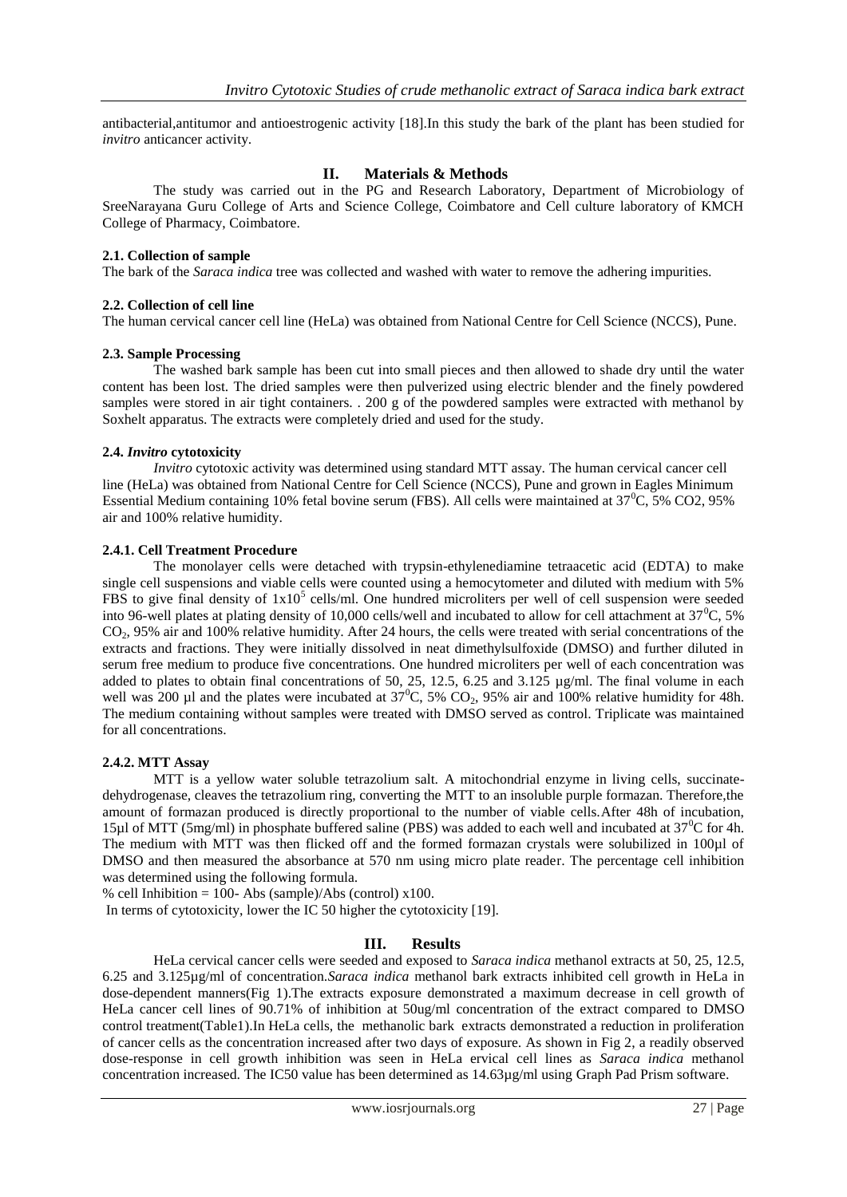antibacterial,antitumor and antioestrogenic activity [18].In this study the bark of the plant has been studied for *invitro* anticancer activity.

## II. Materials & Methods

The study was carried out in the PG and Research Laboratory, Department of Microbiology of SreeNarayana Guru College of Arts and Science College, Coimbatore and Cell culture laboratory of KMCH College of Pharmacy, Coimbatore.

### 2.1. Collection of sample

The bark of the *Saraca indica* tree was collected and washed with water to remove the adhering impurities.

### 2.2. Collection of cell line

The human cervical cancer cell line (HeLa) was obtained from National Centre for Cell Science (NCCS), Pune.

### 2.3. Sample Processing

The washed bark sample has been cut into small pieces and then allowed to shade dry until the water content has been lost. The dried samples were then pulverized using electric blender and the finely powdered samples were stored in air tight containers. . 200 g of the powdered samples were extracted with methanol by Soxhelt apparatus. The extracts were completely dried and used for the study.

### 2.4. *Invitro* cytotoxicity

*Invitro* cytotoxic activity was determined using standard MTT assay. The human cervical cancer cell line (HeLa) was obtained from National Centre for Cell Science (NCCS), Pune and grown in Eagles Minimum Essential Medium containing 10% fetal bovine serum (FBS). All cells were maintained at $37^0$C, 5% CO2, 95% air and 100% relative humidity.

#### 2.4.1. Cell Treatment Procedure

The monolayer cells were detached with trypsin-ethylenediamine tetraacetic acid (EDTA) to make single cell suspensions and viable cells were counted using a hemocytometer and diluted with medium with 5% FBS to give final density of $1x10^5$ cells/ml. One hundred microliters per well of cell suspension were seeded into 96-well plates at plating density of 10,000 cells/well and incubated to allow for cell attachment at $37^0$C, 5% $CO_2$, 95% air and 100% relative humidity. After 24 hours, the cells were treated with serial concentrations of the extracts and fractions. They were initially dissolved in neat dimethylsulfoxide (DMSO) and further diluted in serum free medium to produce five concentrations. One hundred microliters per well of each concentration was added to plates to obtain final concentrations of 50, 25, 12.5, 6.25 and 3.125 µg/ml. The final volume in each well was 200 µl and the plates were incubated at $37^0$C, 5% $CO_2$, 95% air and 100% relative humidity for 48h. The medium containing without samples were treated with DMSO served as control. Triplicate was maintained for all concentrations.

#### 2.4.2. MTT Assay

MTT is a yellow water soluble tetrazolium salt. A mitochondrial enzyme in living cells, succinate-dehydrogenase, cleaves the tetrazolium ring, converting the MTT to an insoluble purple formazan. Therefore,the amount of formazan produced is directly proportional to the number of viable cells.After 48h of incubation, 15µl of MTT (5mg/ml) in phosphate buffered saline (PBS) was added to each well and incubated at $37^0$C for 4h. The medium with MTT was then flicked off and the formed formazan crystals were solubilized in 100µl of DMSO and then measured the absorbance at 570 nm using micro plate reader. The percentage cell inhibition was determined using the following formula.

% cell Inhibition = 100- Abs (sample)/Abs (control) x100.

In terms of cytotoxicity, lower the IC 50 higher the cytotoxicity [19].

## III. Results

HeLa cervical cancer cells were seeded and exposed to *Saraca indica* methanol extracts at 50, 25, 12.5, 6.25 and 3.125µg/ml of concentration.*Saraca indica* methanol bark extracts inhibited cell growth in HeLa in dose-dependent manners(Fig 1).The extracts exposure demonstrated a maximum decrease in cell growth of HeLa cancer cell lines of 90.71% of inhibition at 50ug/ml concentration of the extract compared to DMSO control treatment(Table1).In HeLa cells, the methanolic bark extracts demonstrated a reduction in proliferation of cancer cells as the concentration increased after two days of exposure. As shown in Fig 2, a readily observed dose-response in cell growth inhibition was seen in HeLa ervical cell lines as *Saraca indica* methanol concentration increased. The IC50 value has been determined as 14.63µg/ml using Graph Pad Prism software.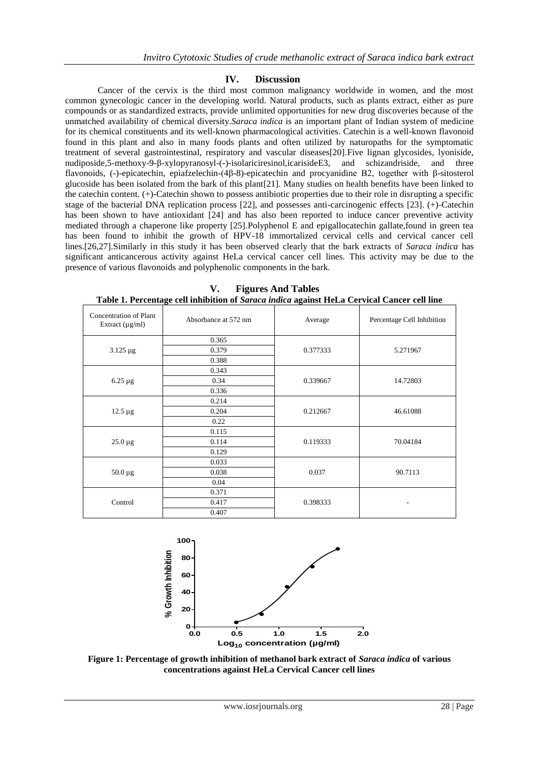## IV. Discussion

Cancer of the cervix is the third most common malignancy worldwide in women, and the most common gynecologic cancer in the developing world. Natural products, such as plants extract, either as pure compounds or as standardized extracts, provide unlimited opportunities for new drug discoveries because of the unmatched availability of chemical diversity.*Saraca indica* is an important plant of Indian system of medicine for its chemical constituents and its well-known pharmacological activities. Catechin is a well-known flavonoid found in this plant and also in many foods plants and often utilized by naturopaths for the symptomatic treatment of several gastrointestinal, respiratory and vascular diseases[20].Five lignan glycosides, lyoniside, nudiposide,5-methoxy-9-β-xylopyranosyl-(-)-isolariciresinol,icarisideE3, and schizandriside, and three flavonoids, (-)-epicatechin, epiafzelechin-(4β-8)-epicatechin and procyanidine B2, together with β-sitosterol glucoside has been isolated from the bark of this plant[21]. Many studies on health benefits have been linked to the catechin content. (+)-Catechin shown to possess antibiotic properties due to their role in disrupting a specific stage of the bacterial DNA replication process [22], and possesses anti-carcinogenic effects [23]. (+)-Catechin has been shown to have antioxidant [24] and has also been reported to induce cancer preventive activity mediated through a chaperone like property [25].Polyphenol E and epigallocatechin gallate,found in green tea has been found to inhibit the growth of HPV-18 immortalized cervical cells and cervical cancer cell lines.[26,27].Similarly in this study it has been observed clearly that the bark extracts of *Saraca indica* has significant anticancerous activity against HeLa cervical cancer cell lines. This activity may be due to the presence of various flavonoids and polyphenolic components in the bark.

## V. Figures And Tables

**Table 1. Percentage cell inhibition of *Saraca indica* against HeLa Cervical Cancer cell line**

| Concentration of Plant Extract (μg/ml) | Absorbance at 572 nm | Average | Percentage Cell Inhibition |
|---|---|---|---|
| 3.125 μg | 0.365 | 0.377333 | 5.271967 |
| | 0.379 | | |
| | 0.388 | | |
| 6.25 μg | 0.343 | 0.339667 | 14.72803 |
| | 0.34 | | |
| | 0.336 | | |
| 12.5 μg | 0.214 | 0.212667 | 46.61088 |
| | 0.204 | | |
| | 0.22 | | |
| 25.0 μg | 0.115 | 0.119333 | 70.04184 |
| | 0.114 | | |
| | 0.129 | | |
| 50.0 μg | 0.033 | 0.037 | 90.7113 |
| | 0.038 | | |
| | 0.04 | | |
| Control | 0.371 | 0.398333 | - |
| | 0.417 | | |
| | 0.407 | | |

**Figure 1: Percentage of growth inhibition of methanol bark extract of *Saraca indica* of various concentrations against HeLa Cervical Cancer cell lines**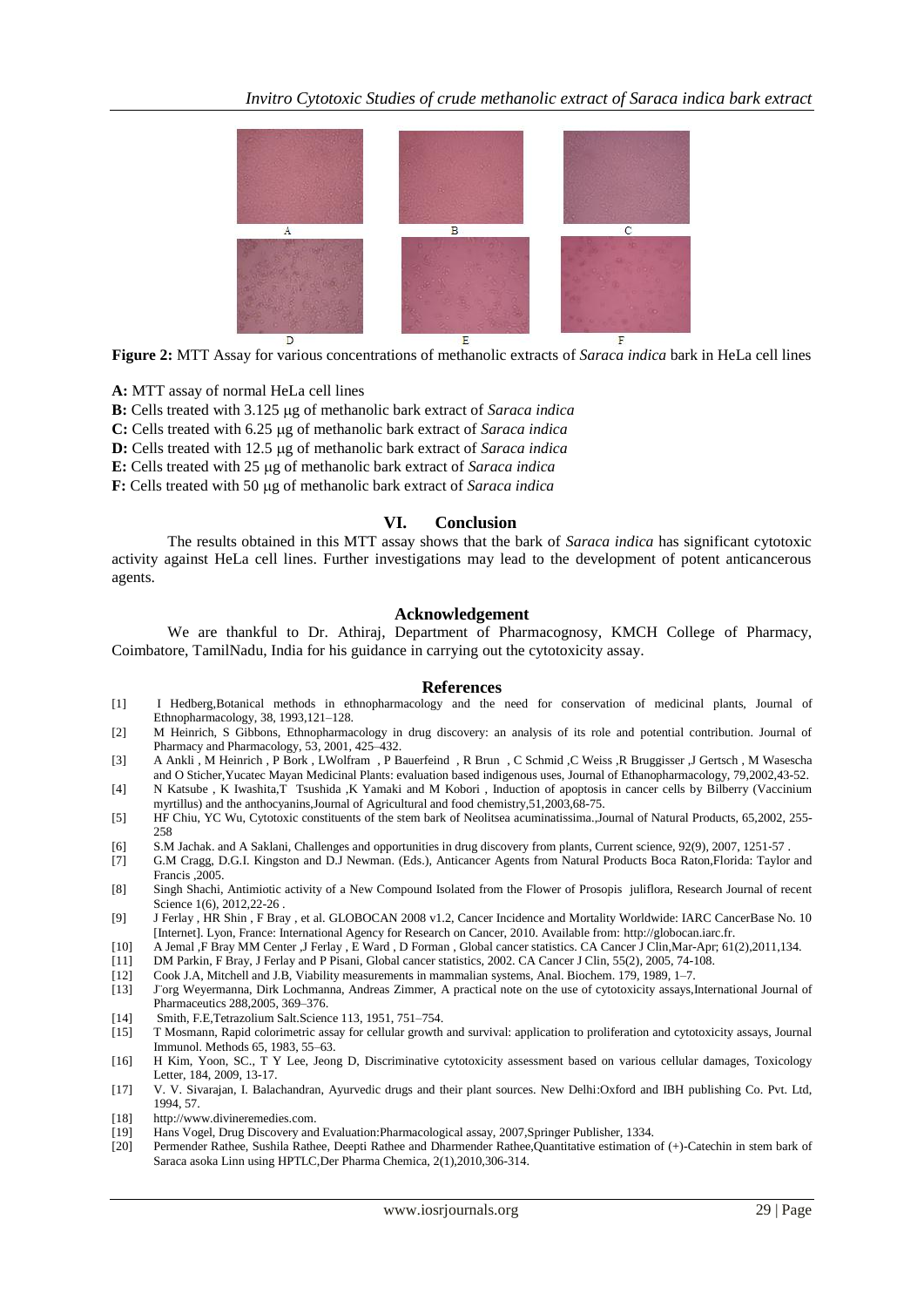**Figure 2:** MTT Assay for various concentrations of methanolic extracts of *Saraca indica* bark in HeLa cell lines

**A:** MTT assay of normal HeLa cell lines

**B:** Cells treated with 3.125 μg of methanolic bark extract of *Saraca indica*

**C:** Cells treated with 6.25 μg of methanolic bark extract of *Saraca indica*

**D:** Cells treated with 12.5 μg of methanolic bark extract of *Saraca indica*

**E:** Cells treated with 25 μg of methanolic bark extract of *Saraca indica*

**F:** Cells treated with 50 μg of methanolic bark extract of *Saraca indica*

## VI. Conclusion

The results obtained in this MTT assay shows that the bark of *Saraca indica* has significant cytotoxic activity against HeLa cell lines. Further investigations may lead to the development of potent anticancerous agents.

## Acknowledgement

We are thankful to Dr. Athiraj, Department of Pharmacognosy, KMCH College of Pharmacy, Coimbatore, TamilNadu, India for his guidance in carrying out the cytotoxicity assay.

## References

[1] I Hedberg,Botanical methods in ethnopharmacology and the need for conservation of medicinal plants, Journal of Ethnopharmacology, 38, 1993,121–128.

[2] M Heinrich, S Gibbons, Ethnopharmacology in drug discovery: an analysis of its role and potential contribution. Journal of Pharmacy and Pharmacology, 53, 2001, 425–432.

[3] A Ankli , M Heinrich , P Bork , LWolfram , P Bauerfeind , R Brun , C Schmid ,C Weiss ,R Bruggisser ,J Gertsch , M Wasescha and O Sticher,Yucatec Mayan Medicinal Plants: evaluation based indigenous uses, Journal of Ethanopharmacology, 79,2002,43-52.

[4] N Katsube , K Iwashita,T Tsushida ,K Yamaki and M Kobori , Induction of apoptosis in cancer cells by Bilberry (Vaccinium myrtillus) and the anthocyanins,Journal of Agricultural and food chemistry,51,2003,68-75.

[5] HF Chiu, YC Wu, Cytotoxic constituents of the stem bark of Neolitsea acuminatissima.,Journal of Natural Products, 65,2002, 255-258

[6] S.M Jachak. and A Saklani, Challenges and opportunities in drug discovery from plants, Current science, 92(9), 2007, 1251-57 .

[7] G.M Cragg, D.G.I. Kingston and D.J Newman. (Eds.), Anticancer Agents from Natural Products Boca Raton,Florida: Taylor and Francis ,2005.

[8] Singh Shachi, Antimiotic activity of a New Compound Isolated from the Flower of Prosopis juliflora, Research Journal of recent Science 1(6), 2012,22-26 .

[9] J Ferlay , HR Shin , F Bray , et al. GLOBOCAN 2008 v1.2, Cancer Incidence and Mortality Worldwide: IARC CancerBase No. 10 [Internet]. Lyon, France: International Agency for Research on Cancer, 2010. Available from: http://globocan.iarc.fr.

[10] A Jemal ,F Bray MM Center ,J Ferlay , E Ward , D Forman , Global cancer statistics. CA Cancer J Clin,Mar-Apr; 61(2),2011,134.

[11] DM Parkin, F Bray, J Ferlay and P Pisani, Global cancer statistics, 2002. CA Cancer J Clin, 55(2), 2005, 74-108.

[12] Cook J.A, Mitchell and J.B, Viability measurements in mammalian systems, Anal. Biochem. 179, 1989, 1–7.

[13] J¨org Weyermanna, Dirk Lochmanna, Andreas Zimmer, A practical note on the use of cytotoxicity assays,International Journal of Pharmaceutics 288,2005, 369–376.

[14] Smith, F.E,Tetrazolium Salt.Science 113, 1951, 751–754.

[15] T Mosmann, Rapid colorimetric assay for cellular growth and survival: application to proliferation and cytotoxicity assays, Journal Immunol. Methods 65, 1983, 55–63.

[16] H Kim, Yoon, SC., T Y Lee, Jeong D, Discriminative cytotoxicity assessment based on various cellular damages, Toxicology Letter, 184, 2009, 13-17.

[17] V. V. Sivarajan, I. Balachandran, Ayurvedic drugs and their plant sources. New Delhi:Oxford and IBH publishing Co. Pvt. Ltd, 1994, 57.

[18] http://www.divineremedies.com.

[19] Hans Vogel, Drug Discovery and Evaluation:Pharmacological assay, 2007,Springer Publisher, 1334.

[20] Permender Rathee, Sushila Rathee, Deepti Rathee and Dharmender Rathee,Quantitative estimation of (+)-Catechin in stem bark of Saraca asoka Linn using HPTLC,Der Pharma Chemica, 2(1),2010,306-314.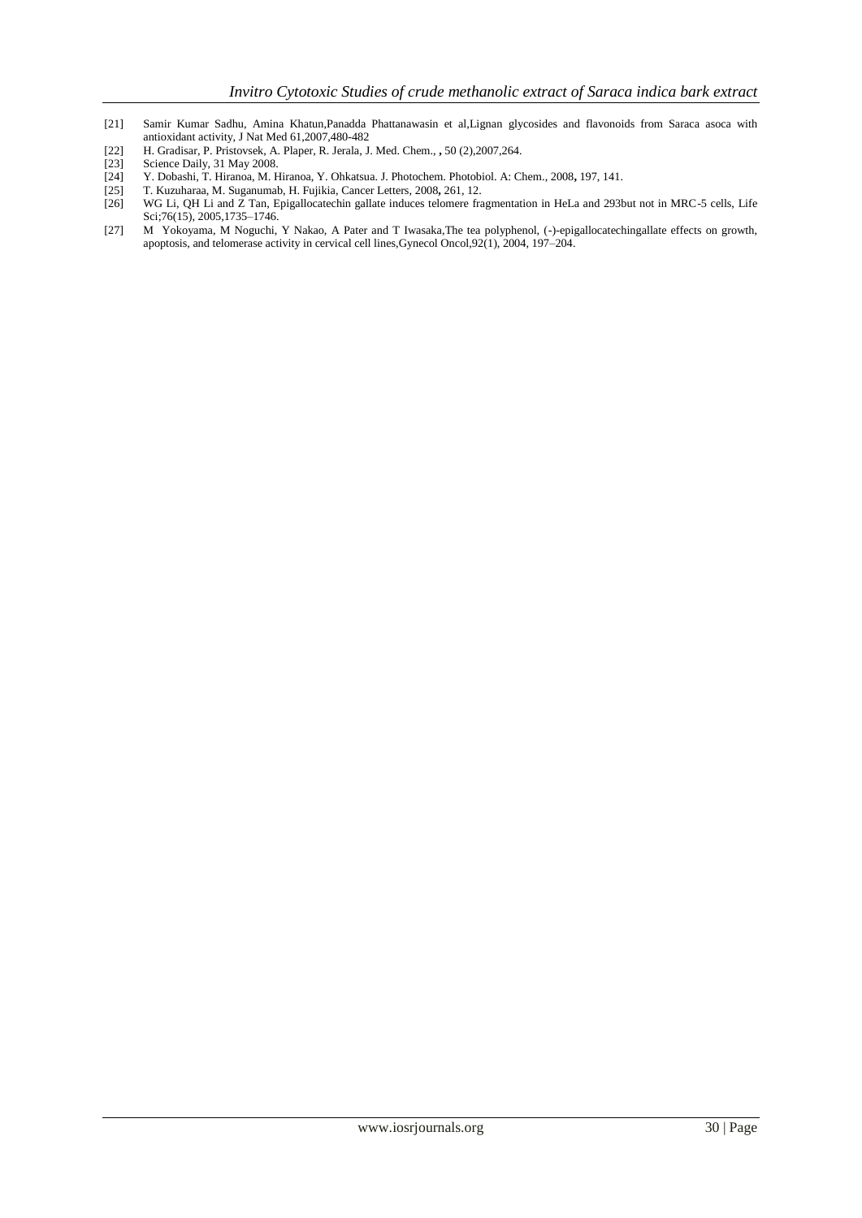[21] Samir Kumar Sadhu, Amina Khatun,Panadda Phattanawasin et al,Lignan glycosides and flavonoids from Saraca asoca with antioxidant activity, J Nat Med 61,2007,480-482

[22] H. Gradisar, P. Pristovsek, A. Plaper, R. Jerala, J. Med. Chem., **,** 50 (2),2007,264.

[23] Science Daily, 31 May 2008.

[24] Y. Dobashi, T. Hiranoa, M. Hiranoa, Y. Ohkatsua. J. Photochem. Photobiol. A: Chem., 2008**,** 197, 141.

[25] T. Kuzuharaa, M. Suganumab, H. Fujikia, Cancer Letters, 2008**,** 261, 12.

[26] WG Li, QH Li and Z Tan, Epigallocatechin gallate induces telomere fragmentation in HeLa and 293but not in MRC-5 cells, Life Sci;76(15), 2005,1735–1746.

[27] M Yokoyama, M Noguchi, Y Nakao, A Pater and T Iwasaka,The tea polyphenol, (-)-epigallocatechingallate effects on growth, apoptosis, and telomerase activity in cervical cell lines,Gynecol Oncol,92(1), 2004, 197–204.